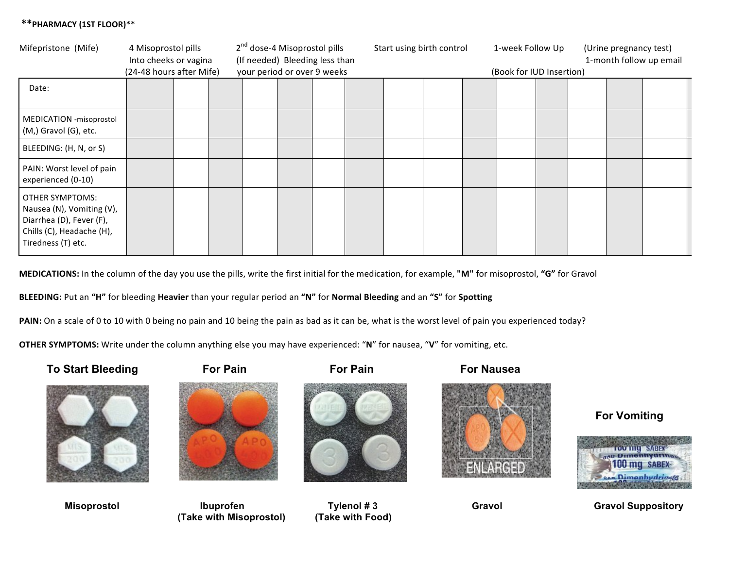**PHARMACY (1ST FLOOR)**

| Mifepristone (Mife) | 4 Misoprostol pills Into cheeks or vagina (24-48 hours after Mife) | 2nd dose-4 Misoprostol pills (If needed) Bleeding less than your period or over 9 weeks | Start using birth control | 1-week Follow Up (Book for IUD Insertion) | (Urine pregnancy test) 1-month follow up email |
|---|---|---|---|---|---|

| Date: | | | | | | | | | | | | | | | |
|---|---|---|---|---|---|---|---|---|---|---|---|---|---|---|---|
| MEDICATION -misoprostol (M,) Gravol (G), etc. | | | | | | | | | | | | | | | |
| BLEEDING: (H, N, or S) | | | | | | | | | | | | | | | |
| PAIN: Worst level of pain experienced (0-10) | | | | | | | | | | | | | | | |
| OTHER SYMPTOMS: Nausea (N), Vomiting (V), Diarrhea (D), Fever (F), Chills (C), Headache (H), Tiredness (T) etc. | | | | | | | | | | | | | | | |

**MEDICATIONS:** In the column of the day you use the pills, write the first initial for the medication, for example, **"M"** for misoprostol, **"G"** for Gravol

**BLEEDING:** Put an **"H"** for bleeding **Heavier** than your regular period an **"N"** for **Normal Bleeding** and an **"S"** for **Spotting**

**PAIN:** On a scale of 0 to 10 with 0 being no pain and 10 being the pain as bad as it can be, what is the worst level of pain you experienced today?

**OTHER SYMPTOMS:** Write under the column anything else you may have experienced: "**N**" for nausea, "**V**" for vomiting, etc.

**To Start Bleeding**

**Misoprostol**

**For Pain**

**Ibuprofen (Take with Misoprostol)**

**For Pain**

**Tylenol # 3 (Take with Food)**

**For Nausea**

**Gravol**

**For Vomiting**

**Gravol Suppository**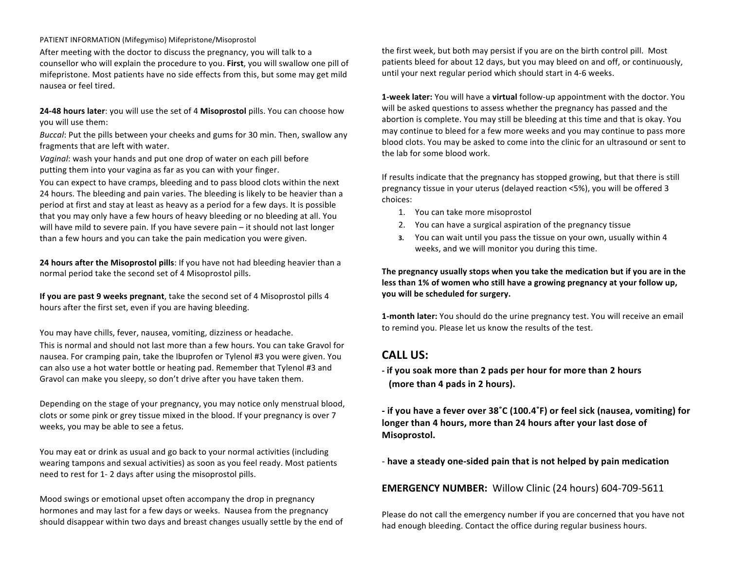PATIENT INFORMATION (Mifegymiso) Mifepristone/Misoprostol

After meeting with the doctor to discuss the pregnancy, you will talk to a counsellor who will explain the procedure to you. **First**, you will swallow one pill of mifepristone. Most patients have no side effects from this, but some may get mild nausea or feel tired.

**24-48 hours later**: you will use the set of 4 **Misoprostol** pills. You can choose how you will use them:

*Buccal*: Put the pills between your cheeks and gums for 30 min. Then, swallow any fragments that are left with water.

*Vaginal*: wash your hands and put one drop of water on each pill before putting them into your vagina as far as you can with your finger.

You can expect to have cramps, bleeding and to pass blood clots within the next 24 hours. The bleeding and pain varies. The bleeding is likely to be heavier than a period at first and stay at least as heavy as a period for a few days. It is possible that you may only have a few hours of heavy bleeding or no bleeding at all. You will have mild to severe pain. If you have severe pain – it should not last longer than a few hours and you can take the pain medication you were given.

**24 hours after the Misoprostol pills**: If you have not had bleeding heavier than a normal period take the second set of 4 Misoprostol pills.

**If you are past 9 weeks pregnant**, take the second set of 4 Misoprostol pills 4 hours after the first set, even if you are having bleeding.

You may have chills, fever, nausea, vomiting, dizziness or headache.

This is normal and should not last more than a few hours. You can take Gravol for nausea. For cramping pain, take the Ibuprofen or Tylenol #3 you were given. You can also use a hot water bottle or heating pad. Remember that Tylenol #3 and Gravol can make you sleepy, so don't drive after you have taken them.

Depending on the stage of your pregnancy, you may notice only menstrual blood, clots or some pink or grey tissue mixed in the blood. If your pregnancy is over 7 weeks, you may be able to see a fetus.

You may eat or drink as usual and go back to your normal activities (including wearing tampons and sexual activities) as soon as you feel ready. Most patients need to rest for 1- 2 days after using the misoprostol pills.

Mood swings or emotional upset often accompany the drop in pregnancy hormones and may last for a few days or weeks. Nausea from the pregnancy should disappear within two days and breast changes usually settle by the end of the first week, but both may persist if you are on the birth control pill. Most patients bleed for about 12 days, but you may bleed on and off, or continuously, until your next regular period which should start in 4-6 weeks.

**1-week later:** You will have a **virtual** follow-up appointment with the doctor. You will be asked questions to assess whether the pregnancy has passed and the abortion is complete. You may still be bleeding at this time and that is okay. You may continue to bleed for a few more weeks and you may continue to pass more blood clots. You may be asked to come into the clinic for an ultrasound or sent to the lab for some blood work.

If results indicate that the pregnancy has stopped growing, but that there is still pregnancy tissue in your uterus (delayed reaction <5%), you will be offered 3 choices:

1. You can take more misoprostol
2. You can have a surgical aspiration of the pregnancy tissue
3. You can wait until you pass the tissue on your own, usually within 4 weeks, and we will monitor you during this time.

**The pregnancy usually stops when you take the medication but if you are in the less than 1% of women who still have a growing pregnancy at your follow up, you will be scheduled for surgery.**

**1-month later:** You should do the urine pregnancy test. You will receive an email to remind you. Please let us know the results of the test.

## CALL US:

**- if you soak more than 2 pads per hour for more than 2 hours (more than 4 pads in 2 hours).**

**- if you have a fever over 38˚C (100.4˚F) or feel sick (nausea, vomiting) for longer than 4 hours, more than 24 hours after your last dose of Misoprostol.**

- **have a steady one-sided pain that is not helped by pain medication**

**EMERGENCY NUMBER:** Willow Clinic (24 hours) 604-709-5611

Please do not call the emergency number if you are concerned that you have not had enough bleeding. Contact the office during regular business hours.